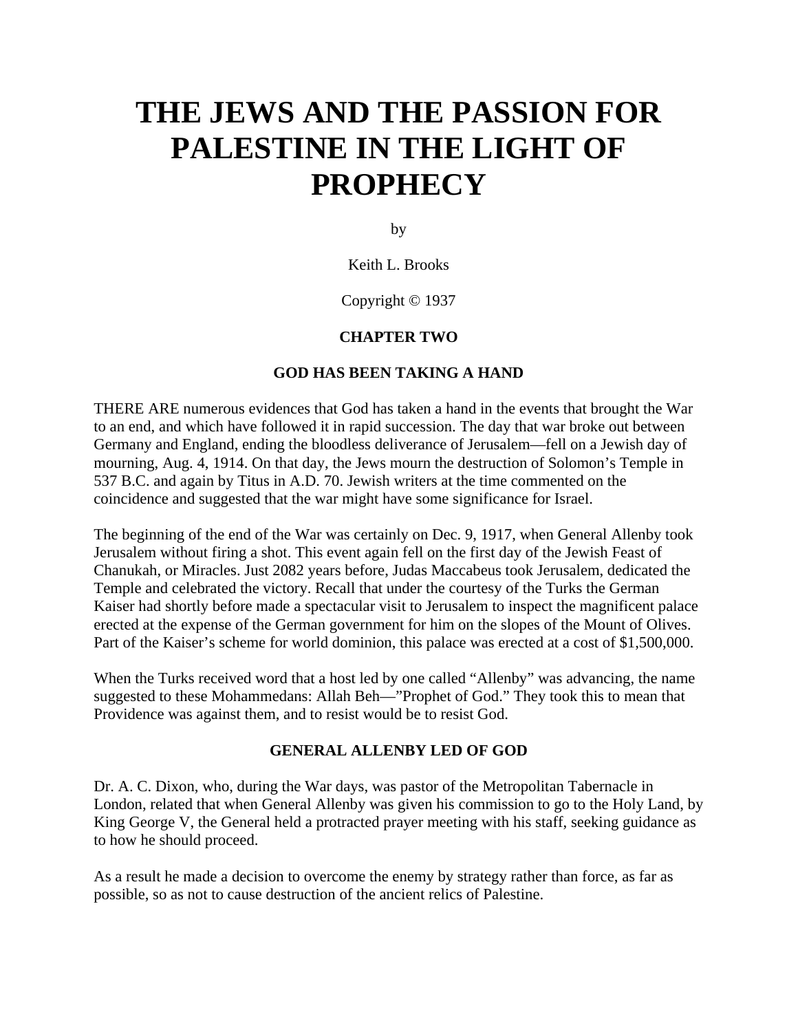# THE JEWS AND THE PASSION FOR PALESTINE IN THE LIGHT OF PROPHECY

by

Keith L. Brooks

Copyright © 1937

## CHAPTER TWO

### GOD HAS BEEN TAKING A HAND

THERE ARE numerous evidences that God has taken a hand in the events that brought the War to an end, and which have followed it in rapid succession. The day that war broke out between Germany and England, ending the bloodless deliverance of Jerusalem—fell on a Jewish day of mourning, Aug. 4, 1914. On that day, the Jews mourn the destruction of Solomon's Temple in 537 B.C. and again by Titus in A.D. 70. Jewish writers at the time commented on the coincidence and suggested that the war might have some significance for Israel.

The beginning of the end of the War was certainly on Dec. 9, 1917, when General Allenby took Jerusalem without firing a shot. This event again fell on the first day of the Jewish Feast of Chanukah, or Miracles. Just 2082 years before, Judas Maccabeus took Jerusalem, dedicated the Temple and celebrated the victory. Recall that under the courtesy of the Turks the German Kaiser had shortly before made a spectacular visit to Jerusalem to inspect the magnificent palace erected at the expense of the German government for him on the slopes of the Mount of Olives. Part of the Kaiser's scheme for world dominion, this palace was erected at a cost of $1,500,000.

When the Turks received word that a host led by one called "Allenby" was advancing, the name suggested to these Mohammedans: Allah Beh—"Prophet of God." They took this to mean that Providence was against them, and to resist would be to resist God.

### GENERAL ALLENBY LED OF GOD

Dr. A. C. Dixon, who, during the War days, was pastor of the Metropolitan Tabernacle in London, related that when General Allenby was given his commission to go to the Holy Land, by King George V, the General held a protracted prayer meeting with his staff, seeking guidance as to how he should proceed.

As a result he made a decision to overcome the enemy by strategy rather than force, as far as possible, so as not to cause destruction of the ancient relics of Palestine.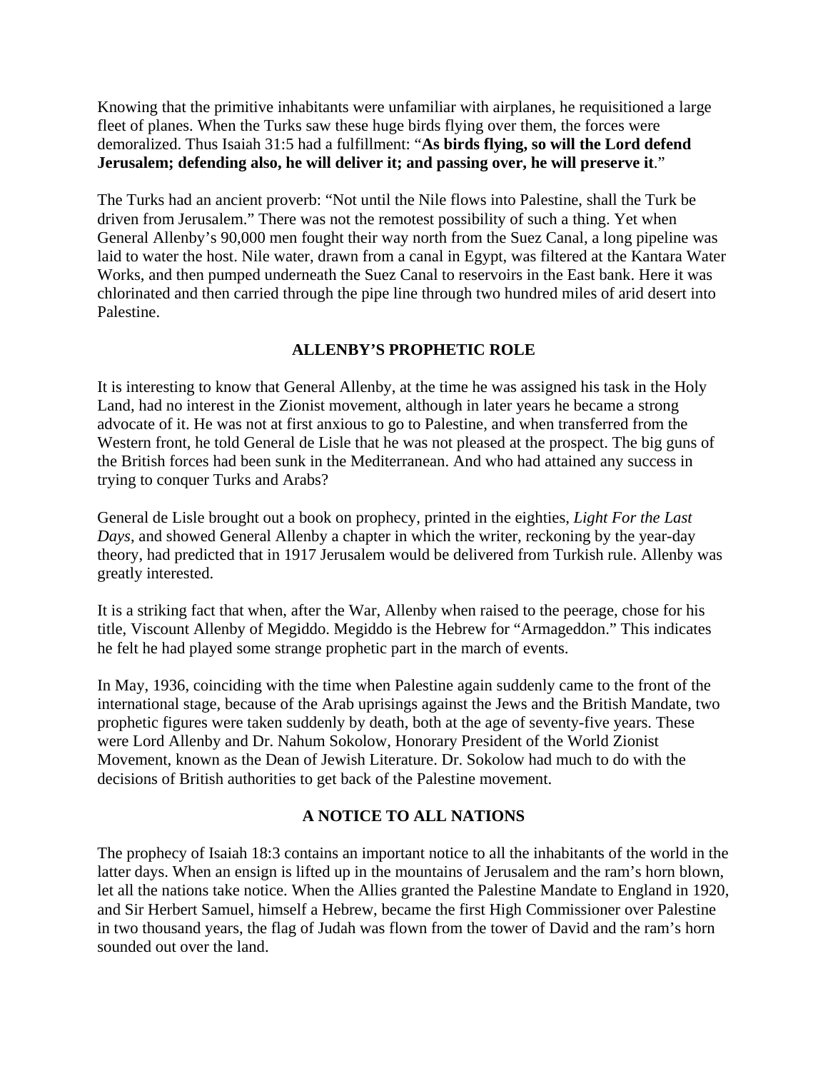Knowing that the primitive inhabitants were unfamiliar with airplanes, he requisitioned a large fleet of planes. When the Turks saw these huge birds flying over them, the forces were demoralized. Thus Isaiah 31:5 had a fulfillment: "**As birds flying, so will the Lord defend Jerusalem; defending also, he will deliver it; and passing over, he will preserve it**."

The Turks had an ancient proverb: "Not until the Nile flows into Palestine, shall the Turk be driven from Jerusalem." There was not the remotest possibility of such a thing. Yet when General Allenby's 90,000 men fought their way north from the Suez Canal, a long pipeline was laid to water the host. Nile water, drawn from a canal in Egypt, was filtered at the Kantara Water Works, and then pumped underneath the Suez Canal to reservoirs in the East bank. Here it was chlorinated and then carried through the pipe line through two hundred miles of arid desert into Palestine.

## ALLENBY'S PROPHETIC ROLE

It is interesting to know that General Allenby, at the time he was assigned his task in the Holy Land, had no interest in the Zionist movement, although in later years he became a strong advocate of it. He was not at first anxious to go to Palestine, and when transferred from the Western front, he told General de Lisle that he was not pleased at the prospect. The big guns of the British forces had been sunk in the Mediterranean. And who had attained any success in trying to conquer Turks and Arabs?

General de Lisle brought out a book on prophecy, printed in the eighties, *Light For the Last Days*, and showed General Allenby a chapter in which the writer, reckoning by the year-day theory, had predicted that in 1917 Jerusalem would be delivered from Turkish rule. Allenby was greatly interested.

It is a striking fact that when, after the War, Allenby when raised to the peerage, chose for his title, Viscount Allenby of Megiddo. Megiddo is the Hebrew for "Armageddon." This indicates he felt he had played some strange prophetic part in the march of events.

In May, 1936, coinciding with the time when Palestine again suddenly came to the front of the international stage, because of the Arab uprisings against the Jews and the British Mandate, two prophetic figures were taken suddenly by death, both at the age of seventy-five years. These were Lord Allenby and Dr. Nahum Sokolow, Honorary President of the World Zionist Movement, known as the Dean of Jewish Literature. Dr. Sokolow had much to do with the decisions of British authorities to get back of the Palestine movement.

## A NOTICE TO ALL NATIONS

The prophecy of Isaiah 18:3 contains an important notice to all the inhabitants of the world in the latter days. When an ensign is lifted up in the mountains of Jerusalem and the ram's horn blown, let all the nations take notice. When the Allies granted the Palestine Mandate to England in 1920, and Sir Herbert Samuel, himself a Hebrew, became the first High Commissioner over Palestine in two thousand years, the flag of Judah was flown from the tower of David and the ram's horn sounded out over the land.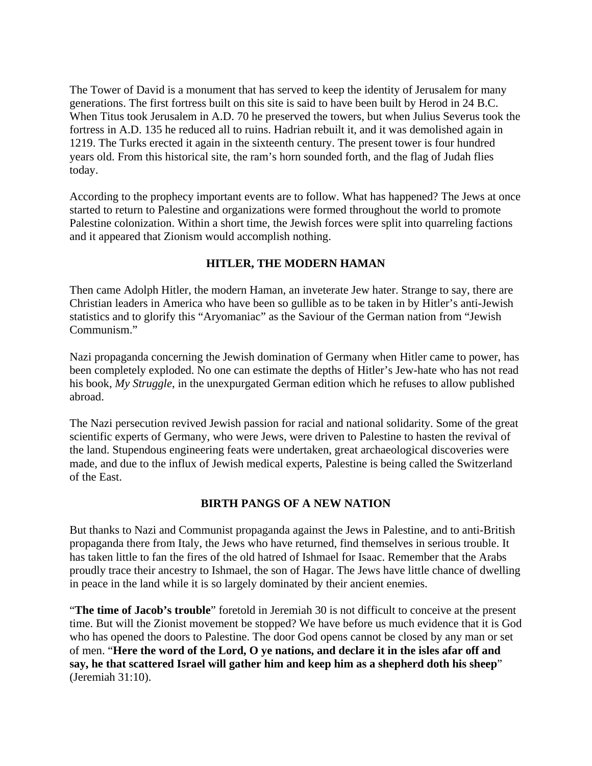The Tower of David is a monument that has served to keep the identity of Jerusalem for many generations. The first fortress built on this site is said to have been built by Herod in 24 B.C. When Titus took Jerusalem in A.D. 70 he preserved the towers, but when Julius Severus took the fortress in A.D. 135 he reduced all to ruins. Hadrian rebuilt it, and it was demolished again in 1219. The Turks erected it again in the sixteenth century. The present tower is four hundred years old. From this historical site, the ram's horn sounded forth, and the flag of Judah flies today.

According to the prophecy important events are to follow. What has happened? The Jews at once started to return to Palestine and organizations were formed throughout the world to promote Palestine colonization. Within a short time, the Jewish forces were split into quarreling factions and it appeared that Zionism would accomplish nothing.

## HITLER, THE MODERN HAMAN

Then came Adolph Hitler, the modern Haman, an inveterate Jew hater. Strange to say, there are Christian leaders in America who have been so gullible as to be taken in by Hitler's anti-Jewish statistics and to glorify this "Aryomaniac" as the Saviour of the German nation from "Jewish Communism."

Nazi propaganda concerning the Jewish domination of Germany when Hitler came to power, has been completely exploded. No one can estimate the depths of Hitler's Jew-hate who has not read his book, *My Struggle*, in the unexpurgated German edition which he refuses to allow published abroad.

The Nazi persecution revived Jewish passion for racial and national solidarity. Some of the great scientific experts of Germany, who were Jews, were driven to Palestine to hasten the revival of the land. Stupendous engineering feats were undertaken, great archaeological discoveries were made, and due to the influx of Jewish medical experts, Palestine is being called the Switzerland of the East.

## BIRTH PANGS OF A NEW NATION

But thanks to Nazi and Communist propaganda against the Jews in Palestine, and to anti-British propaganda there from Italy, the Jews who have returned, find themselves in serious trouble. It has taken little to fan the fires of the old hatred of Ishmael for Isaac. Remember that the Arabs proudly trace their ancestry to Ishmael, the son of Hagar. The Jews have little chance of dwelling in peace in the land while it is so largely dominated by their ancient enemies.

"**The time of Jacob's trouble**" foretold in Jeremiah 30 is not difficult to conceive at the present time. But will the Zionist movement be stopped? We have before us much evidence that it is God who has opened the doors to Palestine. The door God opens cannot be closed by any man or set of men. "**Here the word of the Lord, O ye nations, and declare it in the isles afar off and say, he that scattered Israel will gather him and keep him as a shepherd doth his sheep**" (Jeremiah 31:10).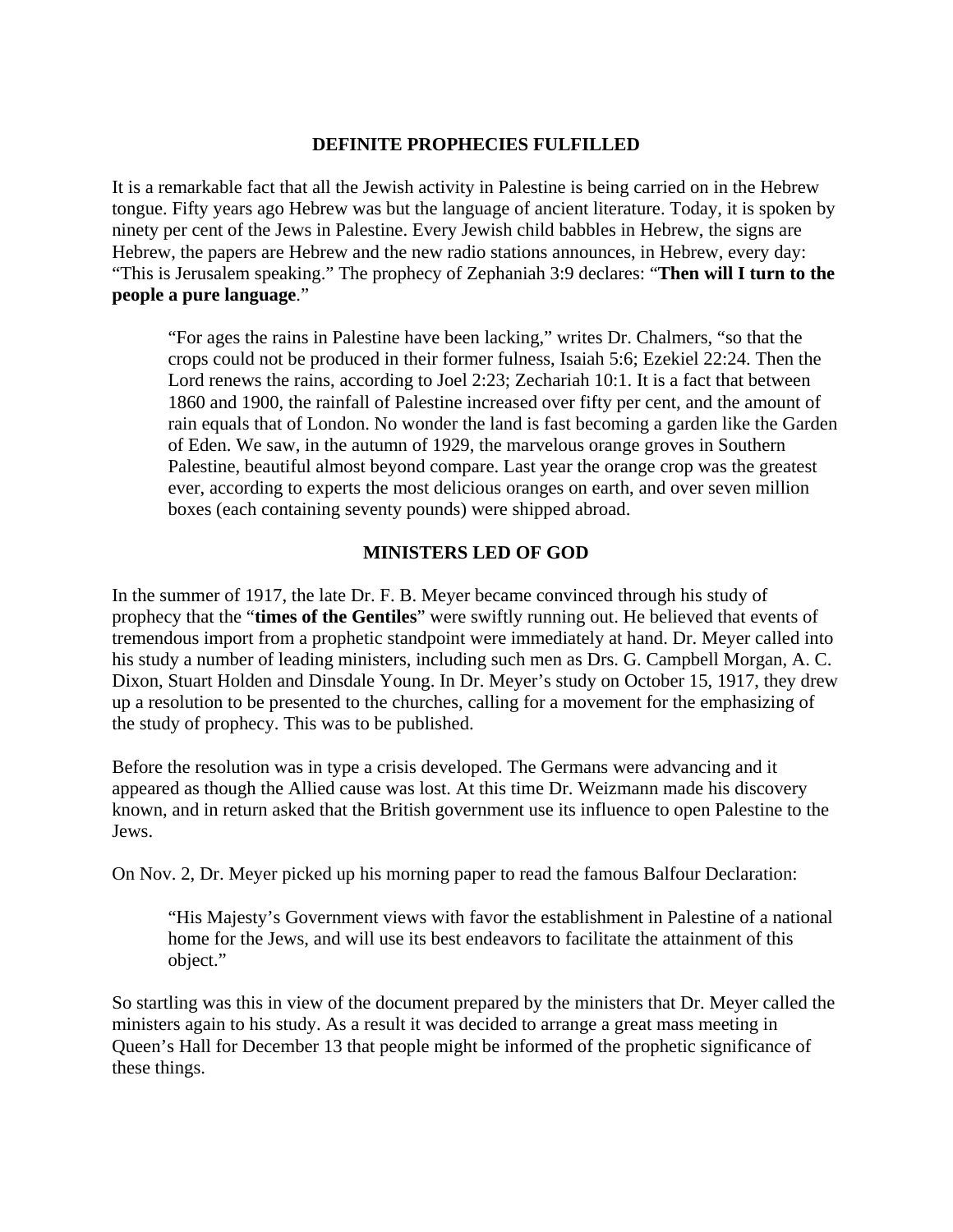## DEFINITE PROPHECIES FULFILLED

It is a remarkable fact that all the Jewish activity in Palestine is being carried on in the Hebrew tongue. Fifty years ago Hebrew was but the language of ancient literature. Today, it is spoken by ninety per cent of the Jews in Palestine. Every Jewish child babbles in Hebrew, the signs are Hebrew, the papers are Hebrew and the new radio stations announces, in Hebrew, every day: "This is Jerusalem speaking." The prophecy of Zephaniah 3:9 declares: "**Then will I turn to the people a pure language**."

> "For ages the rains in Palestine have been lacking," writes Dr. Chalmers, "so that the crops could not be produced in their former fulness, Isaiah 5:6; Ezekiel 22:24. Then the Lord renews the rains, according to Joel 2:23; Zechariah 10:1. It is a fact that between 1860 and 1900, the rainfall of Palestine increased over fifty per cent, and the amount of rain equals that of London. No wonder the land is fast becoming a garden like the Garden of Eden. We saw, in the autumn of 1929, the marvelous orange groves in Southern Palestine, beautiful almost beyond compare. Last year the orange crop was the greatest ever, according to experts the most delicious oranges on earth, and over seven million boxes (each containing seventy pounds) were shipped abroad.

## MINISTERS LED OF GOD

In the summer of 1917, the late Dr. F. B. Meyer became convinced through his study of prophecy that the "**times of the Gentiles**" were swiftly running out. He believed that events of tremendous import from a prophetic standpoint were immediately at hand. Dr. Meyer called into his study a number of leading ministers, including such men as Drs. G. Campbell Morgan, A. C. Dixon, Stuart Holden and Dinsdale Young. In Dr. Meyer's study on October 15, 1917, they drew up a resolution to be presented to the churches, calling for a movement for the emphasizing of the study of prophecy. This was to be published.

Before the resolution was in type a crisis developed. The Germans were advancing and it appeared as though the Allied cause was lost. At this time Dr. Weizmann made his discovery known, and in return asked that the British government use its influence to open Palestine to the Jews.

On Nov. 2, Dr. Meyer picked up his morning paper to read the famous Balfour Declaration:

> "His Majesty's Government views with favor the establishment in Palestine of a national home for the Jews, and will use its best endeavors to facilitate the attainment of this object."

So startling was this in view of the document prepared by the ministers that Dr. Meyer called the ministers again to his study. As a result it was decided to arrange a great mass meeting in Queen's Hall for December 13 that people might be informed of the prophetic significance of these things.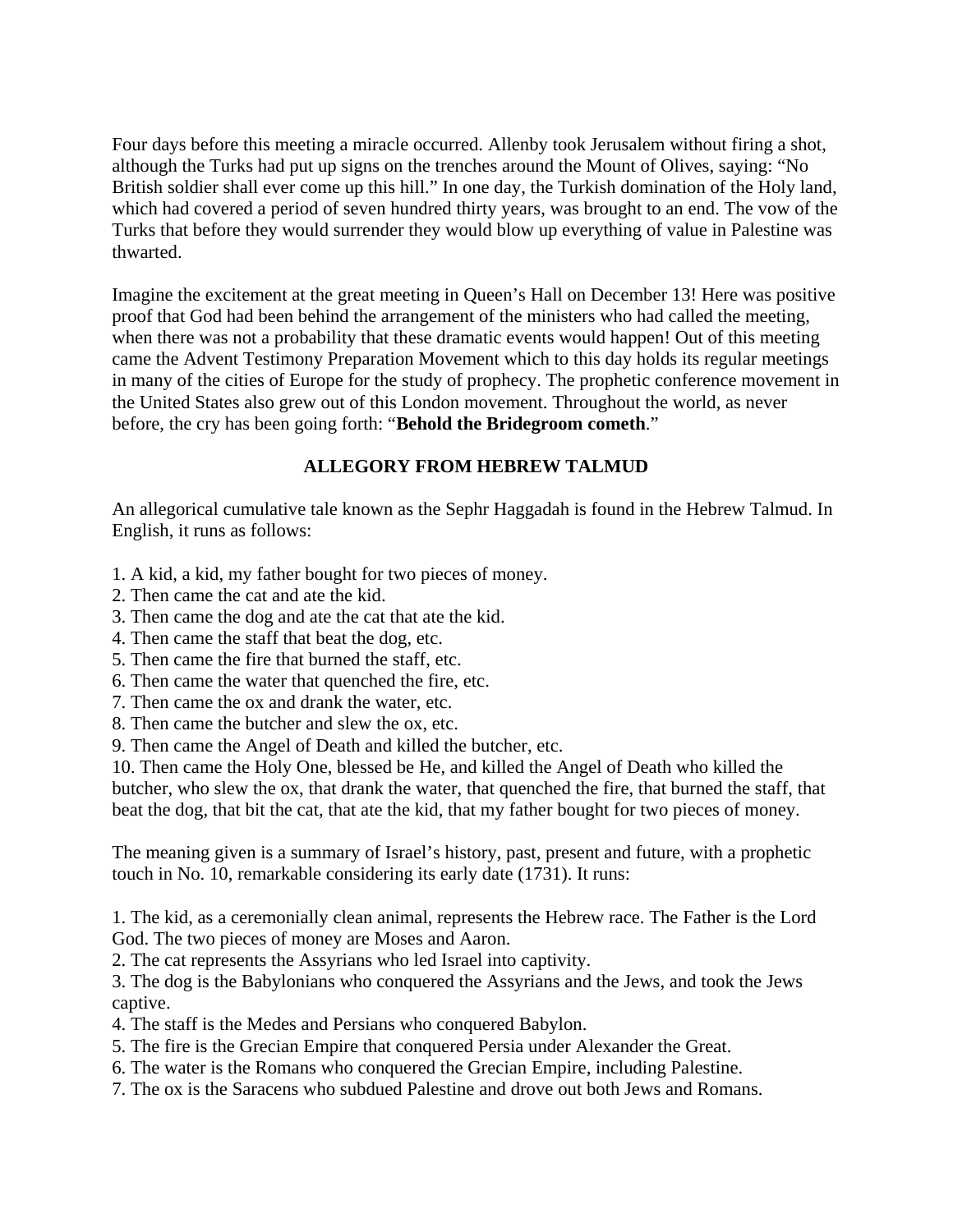Four days before this meeting a miracle occurred. Allenby took Jerusalem without firing a shot, although the Turks had put up signs on the trenches around the Mount of Olives, saying: "No British soldier shall ever come up this hill." In one day, the Turkish domination of the Holy land, which had covered a period of seven hundred thirty years, was brought to an end. The vow of the Turks that before they would surrender they would blow up everything of value in Palestine was thwarted.

Imagine the excitement at the great meeting in Queen's Hall on December 13! Here was positive proof that God had been behind the arrangement of the ministers who had called the meeting, when there was not a probability that these dramatic events would happen! Out of this meeting came the Advent Testimony Preparation Movement which to this day holds its regular meetings in many of the cities of Europe for the study of prophecy. The prophetic conference movement in the United States also grew out of this London movement. Throughout the world, as never before, the cry has been going forth: "**Behold the Bridegroom cometh**."

## ALLEGORY FROM HEBREW TALMUD

An allegorical cumulative tale known as the Sephr Haggadah is found in the Hebrew Talmud. In English, it runs as follows:

1. A kid, a kid, my father bought for two pieces of money.
2. Then came the cat and ate the kid.
3. Then came the dog and ate the cat that ate the kid.
4. Then came the staff that beat the dog, etc.
5. Then came the fire that burned the staff, etc.
6. Then came the water that quenched the fire, etc.
7. Then came the ox and drank the water, etc.
8. Then came the butcher and slew the ox, etc.
9. Then came the Angel of Death and killed the butcher, etc.
10. Then came the Holy One, blessed be He, and killed the Angel of Death who killed the butcher, who slew the ox, that drank the water, that quenched the fire, that burned the staff, that beat the dog, that bit the cat, that ate the kid, that my father bought for two pieces of money.

The meaning given is a summary of Israel's history, past, present and future, with a prophetic touch in No. 10, remarkable considering its early date (1731). It runs:

1. The kid, as a ceremonially clean animal, represents the Hebrew race. The Father is the Lord God. The two pieces of money are Moses and Aaron.
2. The cat represents the Assyrians who led Israel into captivity.
3. The dog is the Babylonians who conquered the Assyrians and the Jews, and took the Jews captive.
4. The staff is the Medes and Persians who conquered Babylon.
5. The fire is the Grecian Empire that conquered Persia under Alexander the Great.
6. The water is the Romans who conquered the Grecian Empire, including Palestine.
7. The ox is the Saracens who subdued Palestine and drove out both Jews and Romans.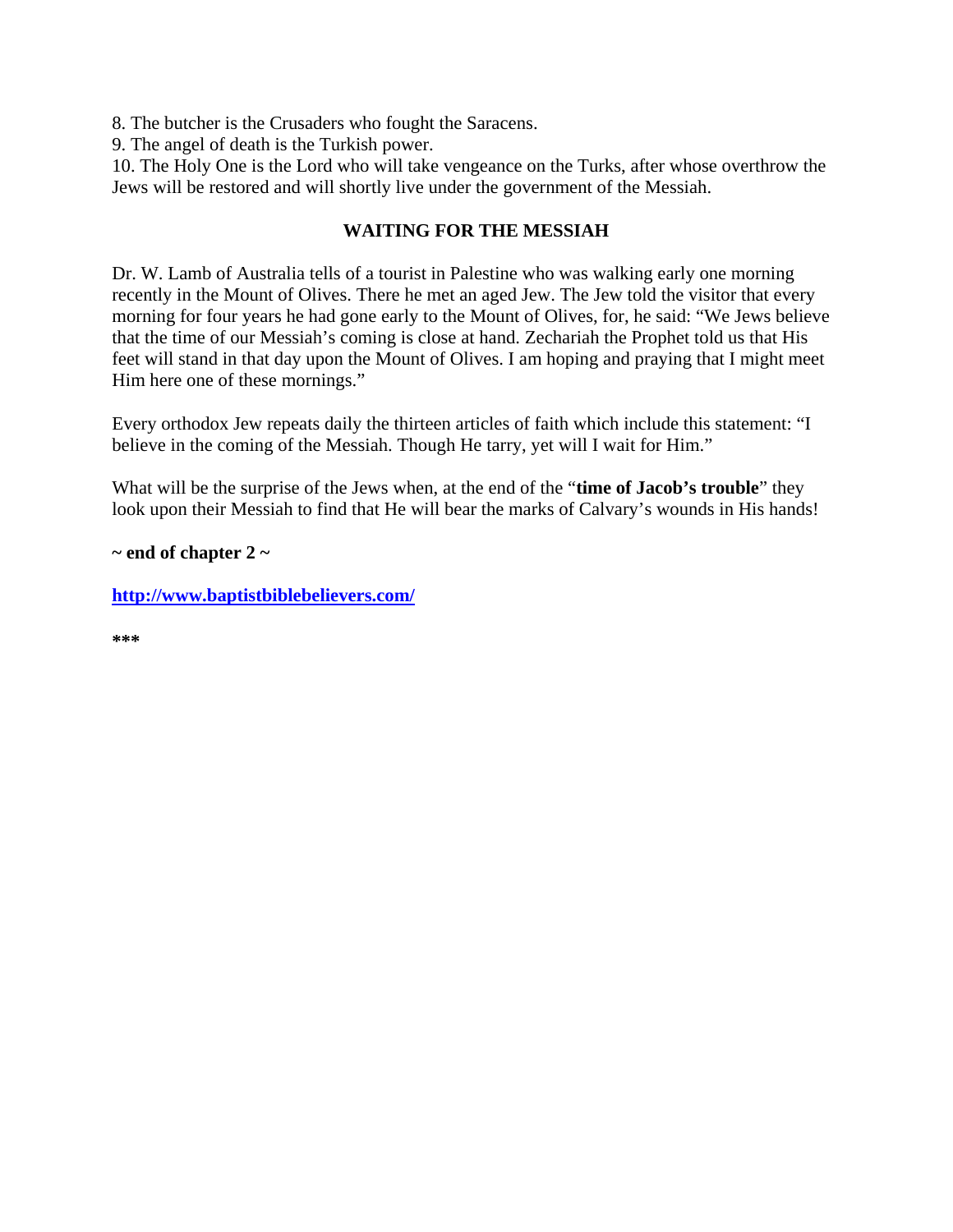8. The butcher is the Crusaders who fought the Saracens.
9. The angel of death is the Turkish power.
10. The Holy One is the Lord who will take vengeance on the Turks, after whose overthrow the Jews will be restored and will shortly live under the government of the Messiah.

## WAITING FOR THE MESSIAH

Dr. W. Lamb of Australia tells of a tourist in Palestine who was walking early one morning recently in the Mount of Olives. There he met an aged Jew. The Jew told the visitor that every morning for four years he had gone early to the Mount of Olives, for, he said: "We Jews believe that the time of our Messiah's coming is close at hand. Zechariah the Prophet told us that His feet will stand in that day upon the Mount of Olives. I am hoping and praying that I might meet Him here one of these mornings."

Every orthodox Jew repeats daily the thirteen articles of faith which include this statement: "I believe in the coming of the Messiah. Though He tarry, yet will I wait for Him."

What will be the surprise of the Jews when, at the end of the "**time of Jacob's trouble**" they look upon their Messiah to find that He will bear the marks of Calvary's wounds in His hands!

**~ end of chapter 2 ~**

**http://www.baptistbiblebelievers.com/**

**\*\*\***